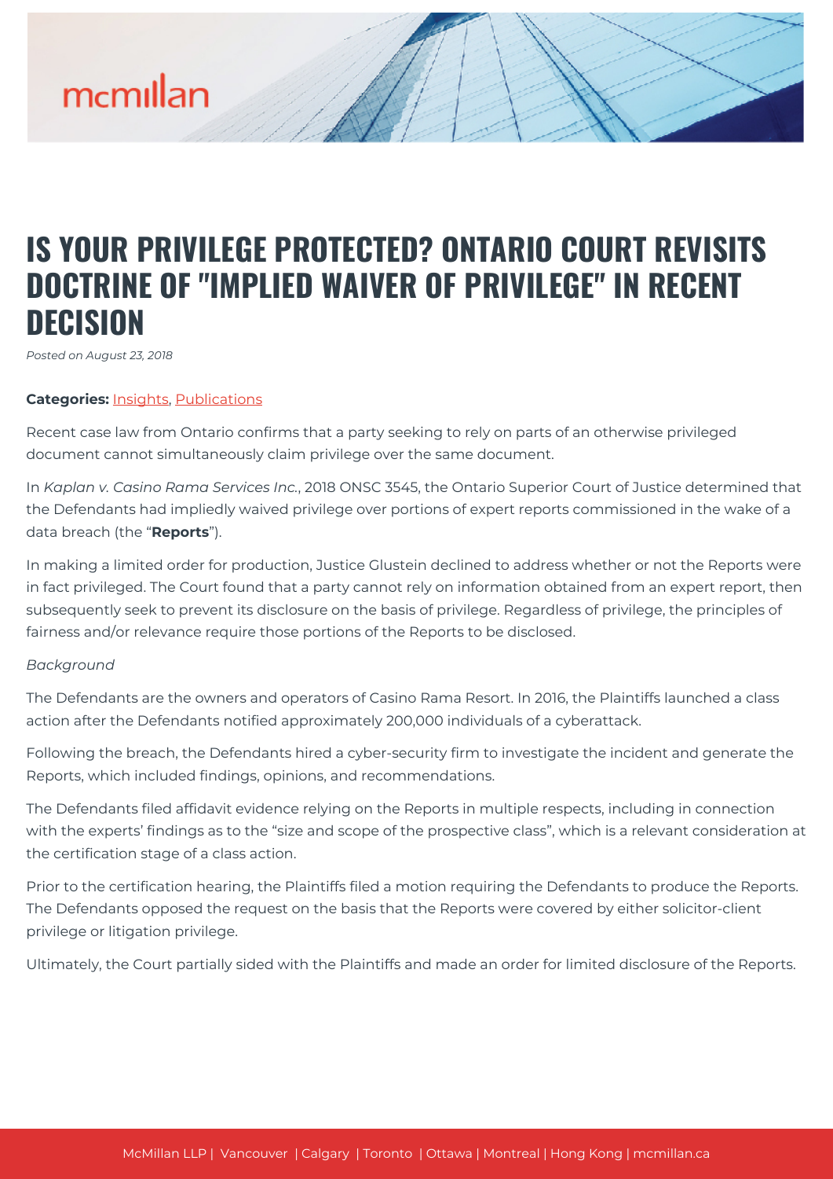# IS YOUR PRIVILEGE PROTECTED? ONTARIO COURT REVISITS DOCTRINE OF "IMPLIED WAIVER OF PRIVILEGE" IN RECENT DECISION

*Posted on August 23, 2018*

**Categories:** Insights, Publications

Recent case law from Ontario confirms that a party seeking to rely on parts of an otherwise privileged document cannot simultaneously claim privilege over the same document.

In *Kaplan v. Casino Rama Services Inc.*, 2018 ONSC 3545, the Ontario Superior Court of Justice determined that the Defendants had impliedly waived privilege over portions of expert reports commissioned in the wake of a data breach (the "**Reports**").

In making a limited order for production, Justice Glustein declined to address whether or not the Reports were in fact privileged. The Court found that a party cannot rely on information obtained from an expert report, then subsequently seek to prevent its disclosure on the basis of privilege. Regardless of privilege, the principles of fairness and/or relevance require those portions of the Reports to be disclosed.

*Background*

The Defendants are the owners and operators of Casino Rama Resort. In 2016, the Plaintiffs launched a class action after the Defendants notified approximately 200,000 individuals of a cyberattack.

Following the breach, the Defendants hired a cyber-security firm to investigate the incident and generate the Reports, which included findings, opinions, and recommendations.

The Defendants filed affidavit evidence relying on the Reports in multiple respects, including in connection with the experts' findings as to the "size and scope of the prospective class", which is a relevant consideration at the certification stage of a class action.

Prior to the certification hearing, the Plaintiffs filed a motion requiring the Defendants to produce the Reports. The Defendants opposed the request on the basis that the Reports were covered by either solicitor-client privilege or litigation privilege.

Ultimately, the Court partially sided with the Plaintiffs and made an order for limited disclosure of the Reports.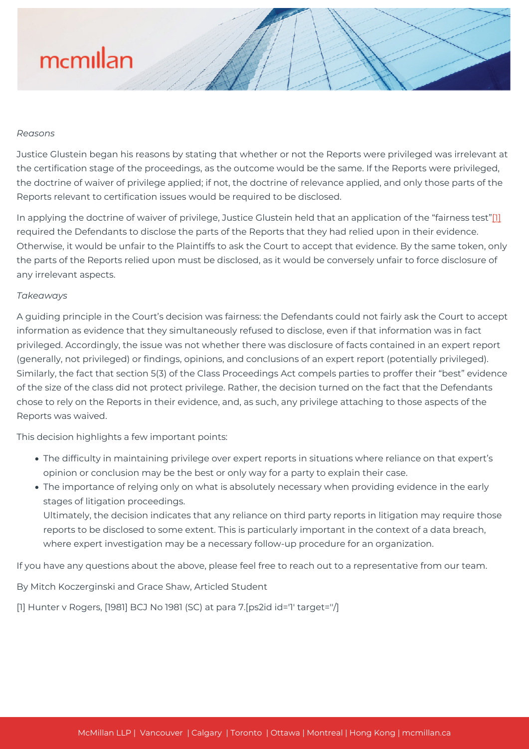*Reasons*

Justice Glustein began his reasons by stating that whether or not the Reports were privileged was irrelevant at the certification stage of the proceedings, as the outcome would be the same. If the Reports were privileged, the doctrine of waiver of privilege applied; if not, the doctrine of relevance applied, and only those parts of the Reports relevant to certification issues would be required to be disclosed.

In applying the doctrine of waiver of privilege, Justice Glustein held that an application of the "fairness test"[1] required the Defendants to disclose the parts of the Reports that they had relied upon in their evidence. Otherwise, it would be unfair to the Plaintiffs to ask the Court to accept that evidence. By the same token, only the parts of the Reports relied upon must be disclosed, as it would be conversely unfair to force disclosure of any irrelevant aspects.

*Takeaways*

A guiding principle in the Court's decision was fairness: the Defendants could not fairly ask the Court to accept information as evidence that they simultaneously refused to disclose, even if that information was in fact privileged. Accordingly, the issue was not whether there was disclosure of facts contained in an expert report (generally, not privileged) or findings, opinions, and conclusions of an expert report (potentially privileged). Similarly, the fact that section 5(3) of the Class Proceedings Act compels parties to proffer their "best" evidence of the size of the class did not protect privilege. Rather, the decision turned on the fact that the Defendants chose to rely on the Reports in their evidence, and, as such, any privilege attaching to those aspects of the Reports was waived.

This decision highlights a few important points:

- The difficulty in maintaining privilege over expert reports in situations where reliance on that expert's opinion or conclusion may be the best or only way for a party to explain their case.
- The importance of relying only on what is absolutely necessary when providing evidence in the early stages of litigation proceedings.
  Ultimately, the decision indicates that any reliance on third party reports in litigation may require those reports to be disclosed to some extent. This is particularly important in the context of a data breach, where expert investigation may be a necessary follow-up procedure for an organization.

If you have any questions about the above, please feel free to reach out to a representative from our team.

By Mitch Koczerginski and Grace Shaw, Articled Student

[1] Hunter v Rogers, [1981] BCJ No 1981 (SC) at para 7.[ps2id id='1' target=''/]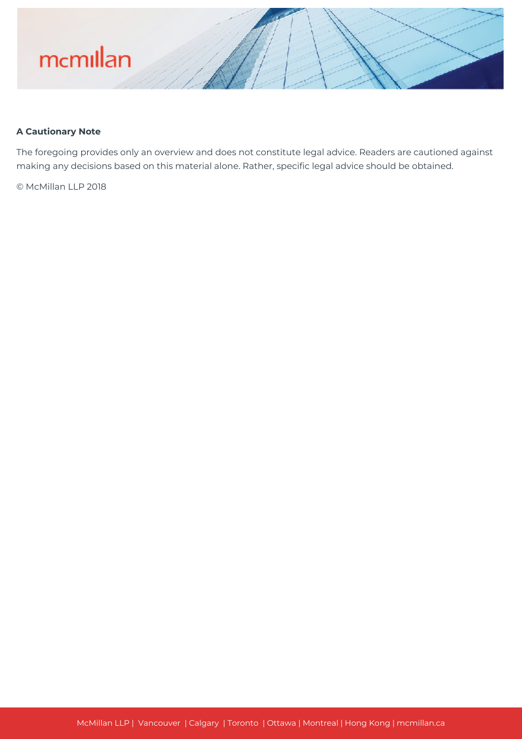**A Cautionary Note**

The foregoing provides only an overview and does not constitute legal advice. Readers are cautioned against making any decisions based on this material alone. Rather, specific legal advice should be obtained.

© McMillan LLP 2018